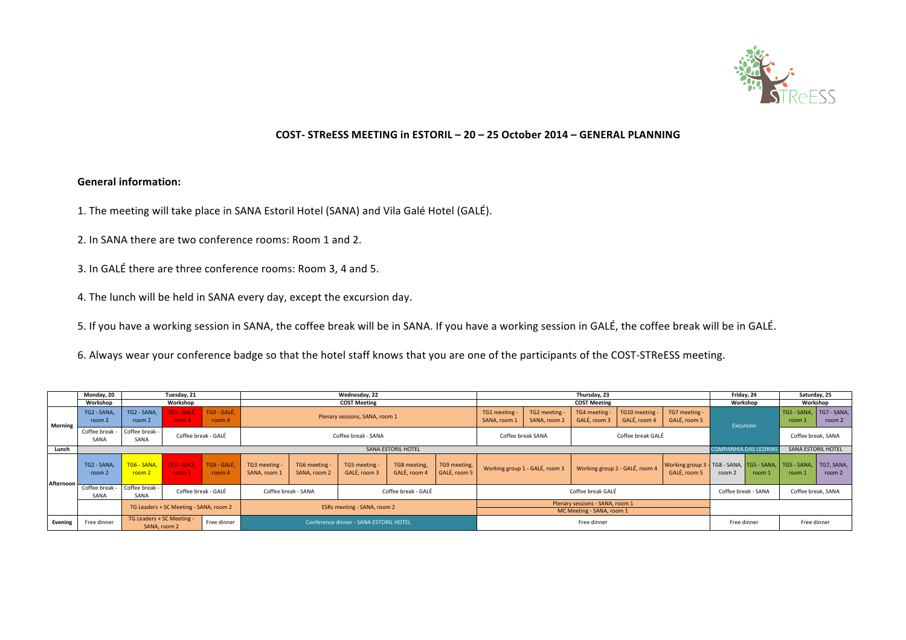## COST- STReESS MEETING in ESTORIL – 20 – 25 October 2014 – GENERAL PLANNING

**General information:**

1. The meeting will take place in SANA Estoril Hotel (SANA) and Vila Galé Hotel (GALÉ).
2. In SANA there are two conference rooms: Room 1 and 2.
3. In GALÉ there are three conference rooms: Room 3, 4 and 5.
4. The lunch will be held in SANA every day, except the excursion day.
5. If you have a working session in SANA, the coffee break will be in SANA. If you have a working session in GALÉ, the coffee break will be in GALÉ.
6. Always wear your conference badge so that the hotel staff knows that you are one of the participants of the COST-STReESS meeting.

| | Monday, 20 | Tuesday, 21 | | | Wednesday, 22 | | | | | Thursday, 23 | | | | | Friday, 24 | | Saturday, 25 | |
|---|---|---|---|---|---|---|---|---|---|---|---|---|---|---|---|---|---|---|
| | Workshop | Workshop | | | COST Meeting | | | | | COST Meeting | | | | | Workshop | | Workshop | |
| **Morning** | TG2 - SANA, room 2 | TG2 - SANA, room 2 | TG3 - GALÉ, room 3 | TG9 - GALÉ, room 4 | Plenary sessions, SANA, room 1 | | | | | TG1 meeting - SANA, room 1 | TG2 meeting - SANA, room 2 | TG4 meeting - GALÉ, room 3 | TG10 meeting - GALÉ, room 4 | TG7 meeting - GALÉ, room 5 | Excursion | | TG5 - SANA, room 1 | TG7 - SANA, room 2 |
| | Coffee break - SANA | Coffee break - SANA | Coffee break - GALÉ | | Coffee break - SANA | | | | | Coffee break SANA | | Coffee break GALÉ | | | | | Coffee break, SANA | |
| **Lunch** | SANA ESTORIL HOTEL | | | | | | | | | | | | | | COMPANHIA DAS LEZÍRIAS | | SANA ESTORIL HOTEL | |
| **Afternoon** | TG2 - SANA, room 2 | TG6 - SANA, room 2 | TG3 - GALÉ, room 3 | TG9 - GALÉ, room 4 | TG3 meeting - SANA, room 1 | TG6 meeting - SANA, room 2 | TG5 meeting - GALÉ, room 3 | TG8 meeting, GALÉ, room 4 | TG9 meeting, GALÉ, room 5 | Working group 1 - GALÉ, room 3 | | Working group 2 - GALÉ, room 4 | | Working group 3 - GALÉ, room 5 | TG8 - SANA, room 2 | TG5 - SANA, room 1 | TG5 - SANA, room 1 | TG7, SANA, room 2 |
| | Coffee break - SANA | Coffee break - SANA | Coffee break - GALÉ | | Coffee break - SANA | | Coffee break - GALÉ | | | Coffee break GALÉ | | | | | Coffee break - SANA | | Coffee break, SANA | |
| | | TG Leaders + SC Meeting - SANA, room 2 | | | ESRs meeting - SANA, room 2 | | | | | Plenary sessions - SANA, room 1 / MC Meeting - SANA, room 1 | | | | | | | | |
| **Evening** | Free dinner | TG Leaders + SC Meeting - SANA, room 2 | | Free dinner | Conference dinner - SANA ESTORIL HOTEL | | | | | Free dinner | | | | | Free dinner | | Free dinner | |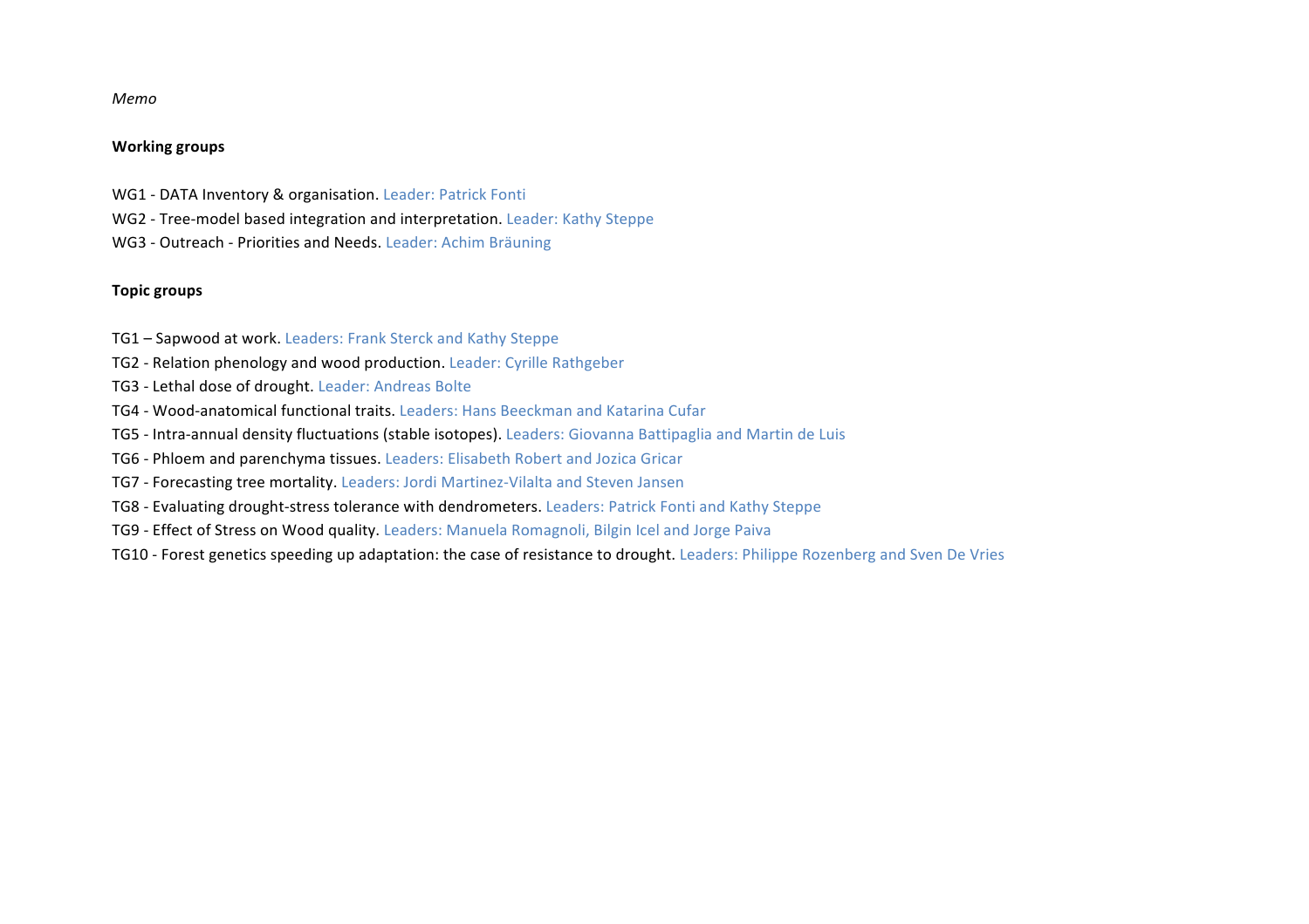*Memo*

**Working groups**

WG1 - DATA Inventory & organisation. Leader: Patrick Fonti
WG2 - Tree-model based integration and interpretation. Leader: Kathy Steppe
WG3 - Outreach - Priorities and Needs. Leader: Achim Bräuning

**Topic groups**

TG1 – Sapwood at work. Leaders: Frank Sterck and Kathy Steppe
TG2 - Relation phenology and wood production. Leader: Cyrille Rathgeber
TG3 - Lethal dose of drought. Leader: Andreas Bolte
TG4 - Wood-anatomical functional traits. Leaders: Hans Beeckman and Katarina Cufar
TG5 - Intra-annual density fluctuations (stable isotopes). Leaders: Giovanna Battipaglia and Martin de Luis
TG6 - Phloem and parenchyma tissues. Leaders: Elisabeth Robert and Jozica Gricar
TG7 - Forecasting tree mortality. Leaders: Jordi Martinez-Vilalta and Steven Jansen
TG8 - Evaluating drought-stress tolerance with dendrometers. Leaders: Patrick Fonti and Kathy Steppe
TG9 - Effect of Stress on Wood quality. Leaders: Manuela Romagnoli, Bilgin Icel and Jorge Paiva
TG10 - Forest genetics speeding up adaptation: the case of resistance to drought. Leaders: Philippe Rozenberg and Sven De Vries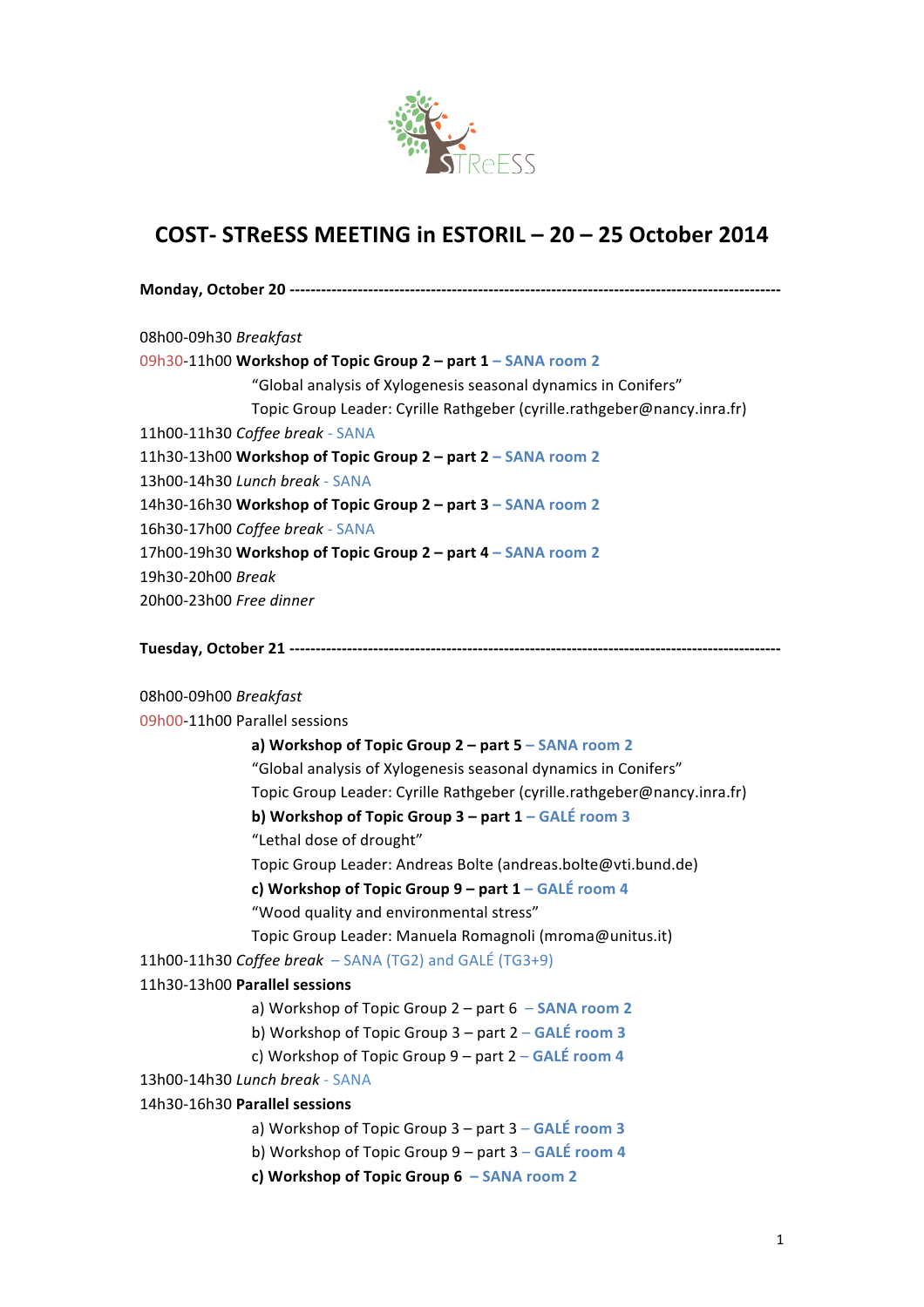# COST- STReESS MEETING in ESTORIL – 20 – 25 October 2014

**Monday, October 20** ------------------------------------------------------------------------------------------

08h00-09h30 *Breakfast*

09h30-11h00 **Workshop of Topic Group 2 – part 1** – SANA room 2

"Global analysis of Xylogenesis seasonal dynamics in Conifers"

Topic Group Leader: Cyrille Rathgeber (cyrille.rathgeber@nancy.inra.fr)

11h00-11h30 *Coffee break* - SANA

11h30-13h00 **Workshop of Topic Group 2 – part 2** – SANA room 2

13h00-14h30 *Lunch break* - SANA

14h30-16h30 **Workshop of Topic Group 2 – part 3** – SANA room 2

16h30-17h00 *Coffee break* - SANA

17h00-19h30 **Workshop of Topic Group 2 – part 4** – SANA room 2

19h30-20h00 *Break*

20h00-23h00 *Free dinner*

**Tuesday, October 21** ------------------------------------------------------------------------------------------

08h00-09h00 *Breakfast*

09h00-11h00 Parallel sessions

**a) Workshop of Topic Group 2 – part 5** – SANA room 2

"Global analysis of Xylogenesis seasonal dynamics in Conifers"

Topic Group Leader: Cyrille Rathgeber (cyrille.rathgeber@nancy.inra.fr)

**b) Workshop of Topic Group 3 – part 1** – GALÉ room 3

"Lethal dose of drought"

Topic Group Leader: Andreas Bolte (andreas.bolte@vti.bund.de)

**c) Workshop of Topic Group 9 – part 1** – GALÉ room 4

"Wood quality and environmental stress"

Topic Group Leader: Manuela Romagnoli (mroma@unitus.it)

11h00-11h30 *Coffee break* – SANA (TG2) and GALÉ (TG3+9)

11h30-13h00 **Parallel sessions**

a) Workshop of Topic Group 2 – part 6 – SANA room 2

b) Workshop of Topic Group 3 – part 2 – GALÉ room 3

c) Workshop of Topic Group 9 – part 2 – GALÉ room 4

13h00-14h30 *Lunch break* - SANA

14h30-16h30 **Parallel sessions**

a) Workshop of Topic Group 3 – part 3 – GALÉ room 3

b) Workshop of Topic Group 9 – part 3 – GALÉ room 4

**c) Workshop of Topic Group 6** – SANA room 2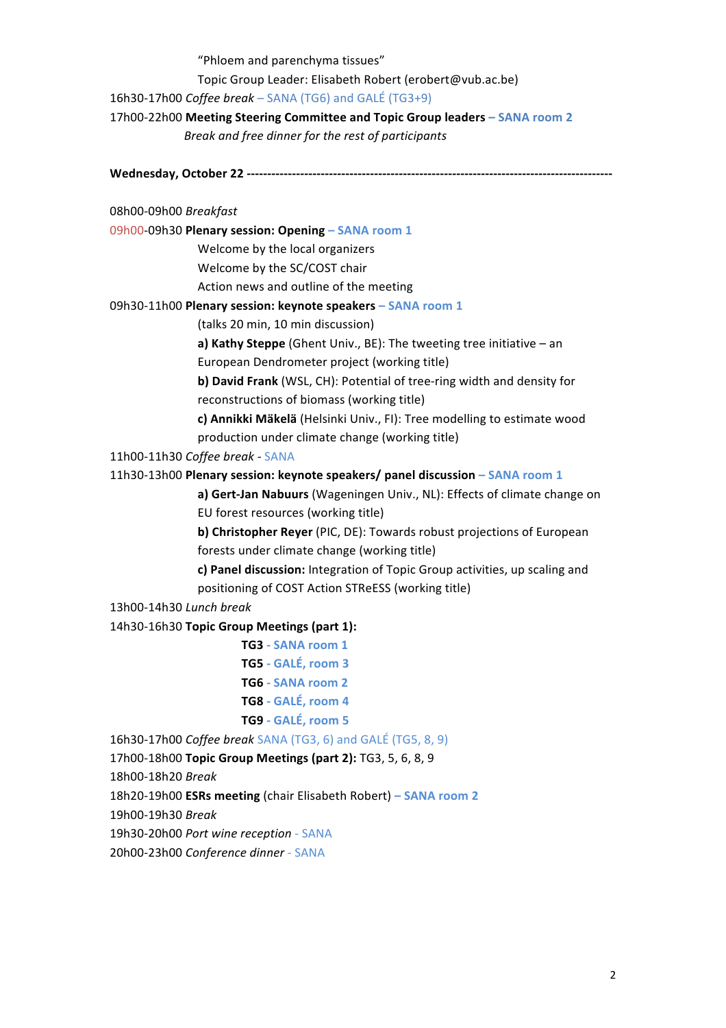"Phloem and parenchyma tissues"

Topic Group Leader: Elisabeth Robert (erobert@vub.ac.be)

16h30-17h00 *Coffee break* – SANA (TG6) and GALÉ (TG3+9)

17h00-22h00 **Meeting Steering Committee and Topic Group leaders – SANA room 2**

*Break and free dinner for the rest of participants*

**Wednesday, October 22 -----------------------------------------------------------------------------------**

08h00-09h00 *Breakfast*

09h00-09h30 **Plenary session: Opening – SANA room 1**

Welcome by the local organizers

Welcome by the SC/COST chair

Action news and outline of the meeting

09h30-11h00 **Plenary session: keynote speakers – SANA room 1**

(talks 20 min, 10 min discussion)

**a) Kathy Steppe** (Ghent Univ., BE): The tweeting tree initiative – an European Dendrometer project (working title)

**b) David Frank** (WSL, CH): Potential of tree-ring width and density for reconstructions of biomass (working title)

**c) Annikki Mäkelä** (Helsinki Univ., FI): Tree modelling to estimate wood production under climate change (working title)

11h00-11h30 *Coffee break* - SANA

11h30-13h00 **Plenary session: keynote speakers/ panel discussion – SANA room 1**

**a) Gert-Jan Nabuurs** (Wageningen Univ., NL): Effects of climate change on EU forest resources (working title)

**b) Christopher Reyer** (PIC, DE): Towards robust projections of European forests under climate change (working title)

**c) Panel discussion:** Integration of Topic Group activities, up scaling and positioning of COST Action STReESS (working title)

13h00-14h30 *Lunch break*

14h30-16h30 **Topic Group Meetings (part 1):**

- **TG3 - SANA room 1**
- **TG5 - GALÉ, room 3**
- **TG6 - SANA room 2**
- **TG8 - GALÉ, room 4**
- **TG9 - GALÉ, room 5**

16h30-17h00 *Coffee break* SANA (TG3, 6) and GALÉ (TG5, 8, 9)

17h00-18h00 **Topic Group Meetings (part 2):** TG3, 5, 6, 8, 9

18h00-18h20 *Break*

18h20-19h00 **ESRs meeting** (chair Elisabeth Robert) **– SANA room 2**

19h00-19h30 *Break*

19h30-20h00 *Port wine reception* - SANA

20h00-23h00 *Conference dinner* - SANA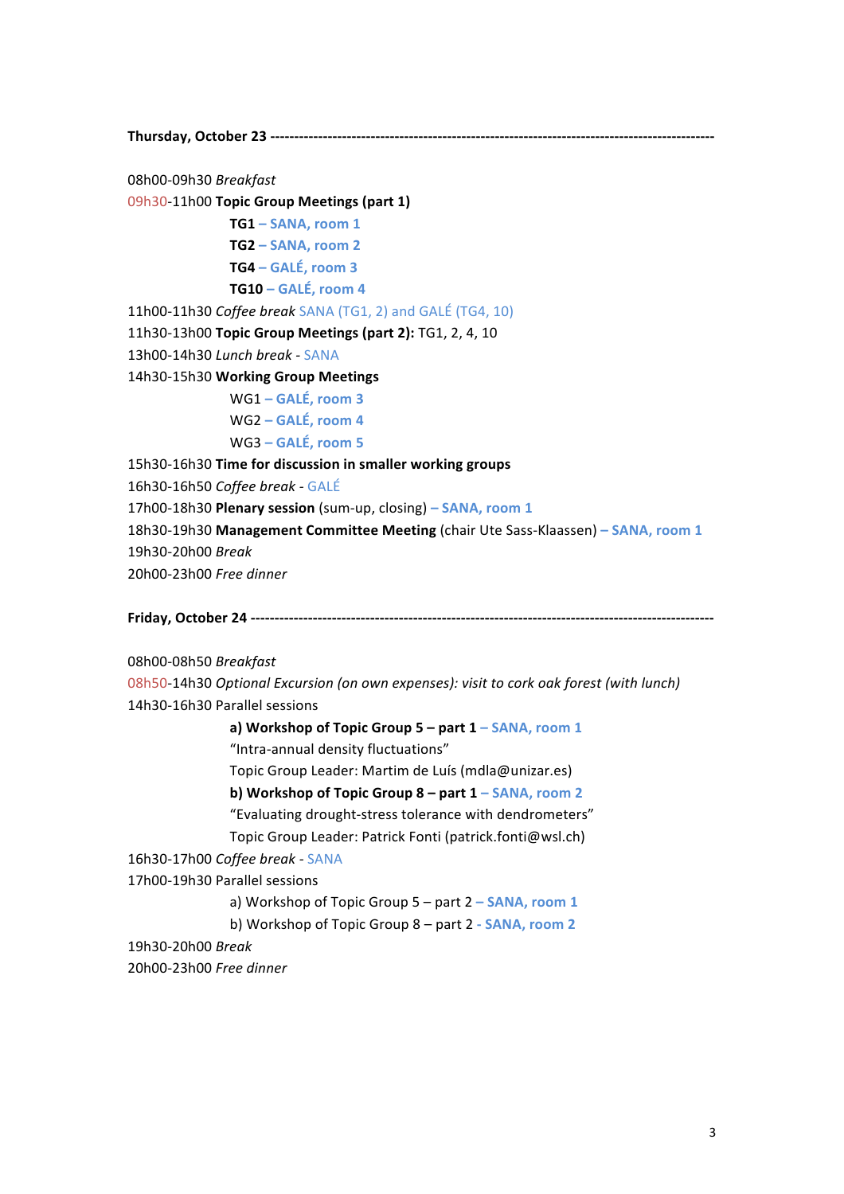**Thursday, October 23** ------------------------------------------------------------------------------------------

08h00-09h30 *Breakfast*

09h30-11h00 **Topic Group Meetings (part 1)**

- **TG1** – SANA, room 1
- **TG2** – SANA, room 2
- **TG4** – GALÉ, room 3
- **TG10** – GALÉ, room 4

11h00-11h30 *Coffee break* SANA (TG1, 2) and GALÉ (TG4, 10)

11h30-13h00 **Topic Group Meetings (part 2):** TG1, 2, 4, 10

13h00-14h30 *Lunch break* - SANA

14h30-15h30 **Working Group Meetings**

- WG1 – **GALÉ, room 3**
- WG2 – **GALÉ, room 4**
- WG3 – **GALÉ, room 5**

15h30-16h30 **Time for discussion in smaller working groups**

16h30-16h50 *Coffee break* - GALÉ

17h00-18h30 **Plenary session** (sum-up, closing) – **SANA, room 1**

18h30-19h30 **Management Committee Meeting** (chair Ute Sass-Klaassen) – **SANA, room 1**

19h30-20h00 *Break*

20h00-23h00 *Free dinner*

**Friday, October 24** -------------------------------------------------------------------------------------------

08h00-08h50 *Breakfast*

08h50-14h30 *Optional Excursion (on own expenses): visit to cork oak forest (with lunch)*

14h30-16h30 Parallel sessions

- **a) Workshop of Topic Group 5 – part 1** – **SANA, room 1**
  "Intra-annual density fluctuations"
  Topic Group Leader: Martim de Luís (mdla@unizar.es)
- **b) Workshop of Topic Group 8 – part 1** – **SANA, room 2**
  "Evaluating drought-stress tolerance with dendrometers"
  Topic Group Leader: Patrick Fonti (patrick.fonti@wsl.ch)

16h30-17h00 *Coffee break* - SANA

17h00-19h30 Parallel sessions

- a) Workshop of Topic Group 5 – part 2 – **SANA, room 1**
- b) Workshop of Topic Group 8 – part 2 - **SANA, room 2**

19h30-20h00 *Break*

20h00-23h00 *Free dinner*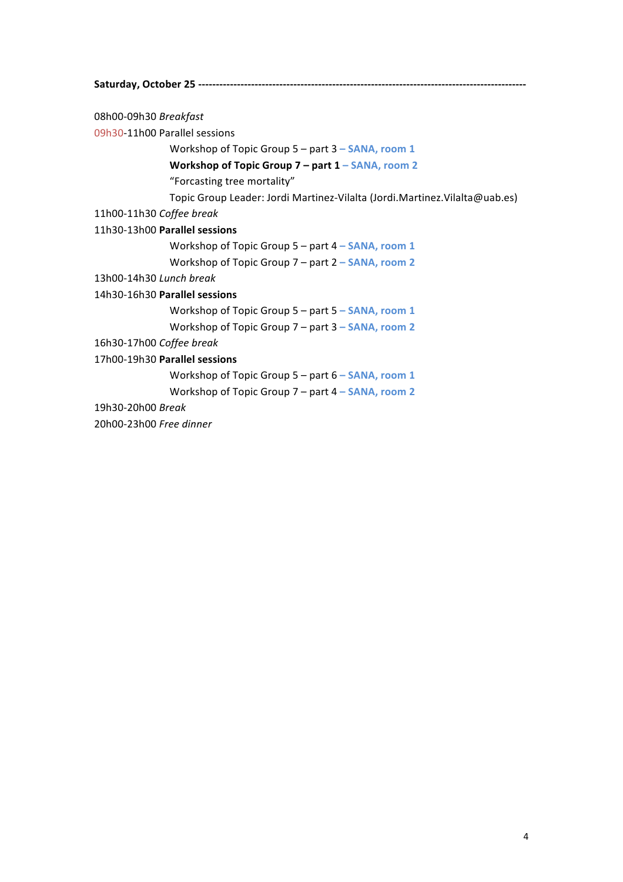**Saturday, October 25 -------------------------------------------------------------------------------------------**

08h00-09h30 *Breakfast*

09h30-11h00 Parallel sessions

- Workshop of Topic Group 5 – part 3 **– SANA, room 1**
- **Workshop of Topic Group 7 – part 1** – SANA, room 2
  "Forcasting tree mortality"
  Topic Group Leader: Jordi Martinez-Vilalta (Jordi.Martinez.Vilalta@uab.es)

11h00-11h30 *Coffee break*

11h30-13h00 **Parallel sessions**

- Workshop of Topic Group 5 – part 4 **– SANA, room 1**
- Workshop of Topic Group 7 – part 2 **– SANA, room 2**

13h00-14h30 *Lunch break*

14h30-16h30 **Parallel sessions**

- Workshop of Topic Group 5 – part 5 **– SANA, room 1**
- Workshop of Topic Group 7 – part 3 **– SANA, room 2**

16h30-17h00 *Coffee break*

17h00-19h30 **Parallel sessions**

- Workshop of Topic Group 5 – part 6 **– SANA, room 1**
- Workshop of Topic Group 7 – part 4 **– SANA, room 2**

19h30-20h00 *Break*

20h00-23h00 *Free dinner*